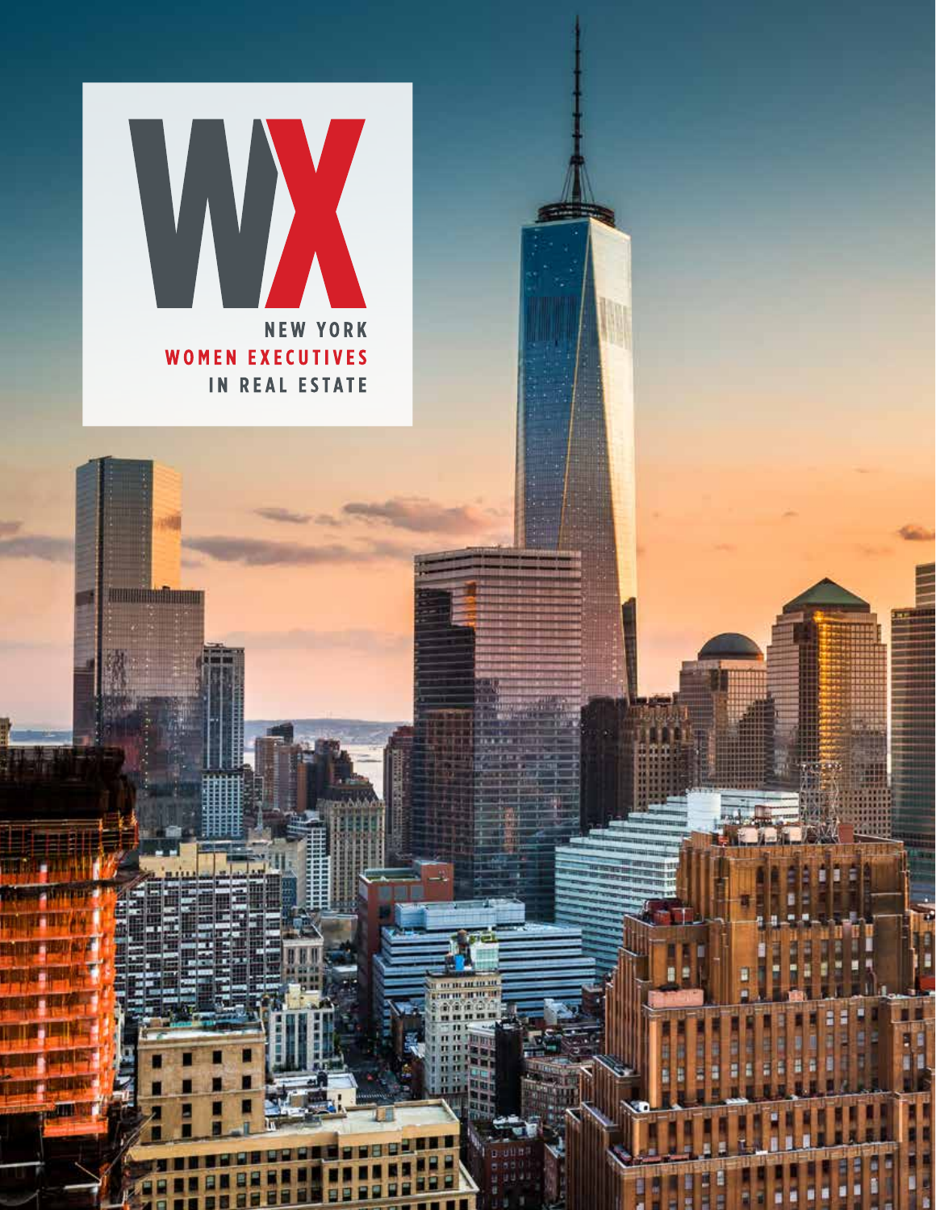# WX

NEW YORK
WOMEN EXECUTIVES
IN REAL ESTATE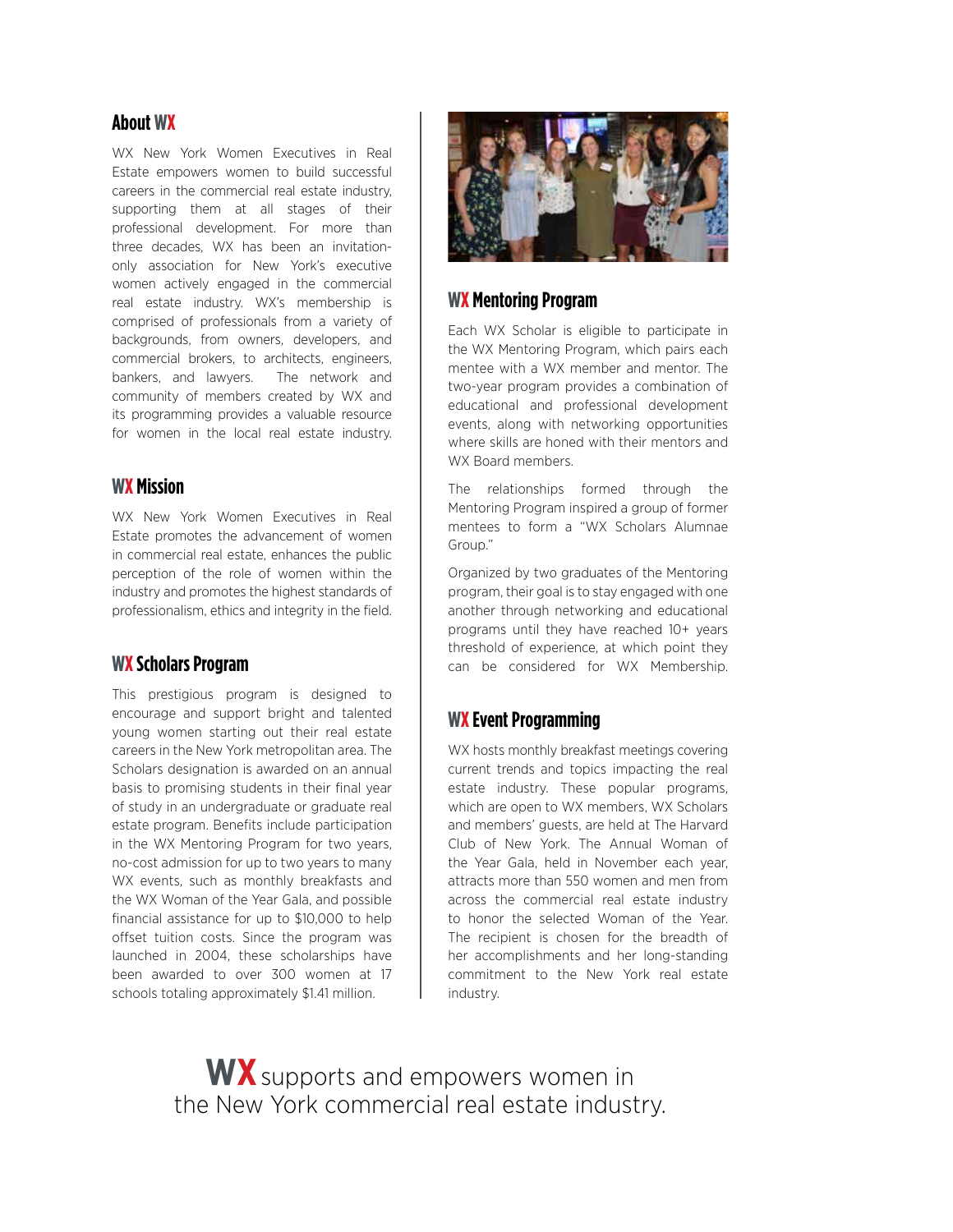## About WX

WX New York Women Executives in Real Estate empowers women to build successful careers in the commercial real estate industry, supporting them at all stages of their professional development. For more than three decades, WX has been an invitation-only association for New York's executive women actively engaged in the commercial real estate industry. WX's membership is comprised of professionals from a variety of backgrounds, from owners, developers, and commercial brokers, to architects, engineers, bankers, and lawyers. The network and community of members created by WX and its programming provides a valuable resource for women in the local real estate industry.

## WX Mission

WX New York Women Executives in Real Estate promotes the advancement of women in commercial real estate, enhances the public perception of the role of women within the industry and promotes the highest standards of professionalism, ethics and integrity in the field.

## WX Scholars Program

This prestigious program is designed to encourage and support bright and talented young women starting out their real estate careers in the New York metropolitan area. The Scholars designation is awarded on an annual basis to promising students in their final year of study in an undergraduate or graduate real estate program. Benefits include participation in the WX Mentoring Program for two years, no-cost admission for up to two years to many WX events, such as monthly breakfasts and the WX Woman of the Year Gala, and possible financial assistance for up to $10,000 to help offset tuition costs. Since the program was launched in 2004, these scholarships have been awarded to over 300 women at 17 schools totaling approximately $1.41 million.

## WX Mentoring Program

Each WX Scholar is eligible to participate in the WX Mentoring Program, which pairs each mentee with a WX member and mentor. The two-year program provides a combination of educational and professional development events, along with networking opportunities where skills are honed with their mentors and WX Board members.

The relationships formed through the Mentoring Program inspired a group of former mentees to form a "WX Scholars Alumnae Group."

Organized by two graduates of the Mentoring program, their goal is to stay engaged with one another through networking and educational programs until they have reached 10+ years threshold of experience, at which point they can be considered for WX Membership.

## WX Event Programming

WX hosts monthly breakfast meetings covering current trends and topics impacting the real estate industry. These popular programs, which are open to WX members, WX Scholars and members' guests, are held at The Harvard Club of New York. The Annual Woman of the Year Gala, held in November each year, attracts more than 550 women and men from across the commercial real estate industry to honor the selected Woman of the Year. The recipient is chosen for the breadth of her accomplishments and her long-standing commitment to the New York real estate industry.

**WX** supports and empowers women in the New York commercial real estate industry.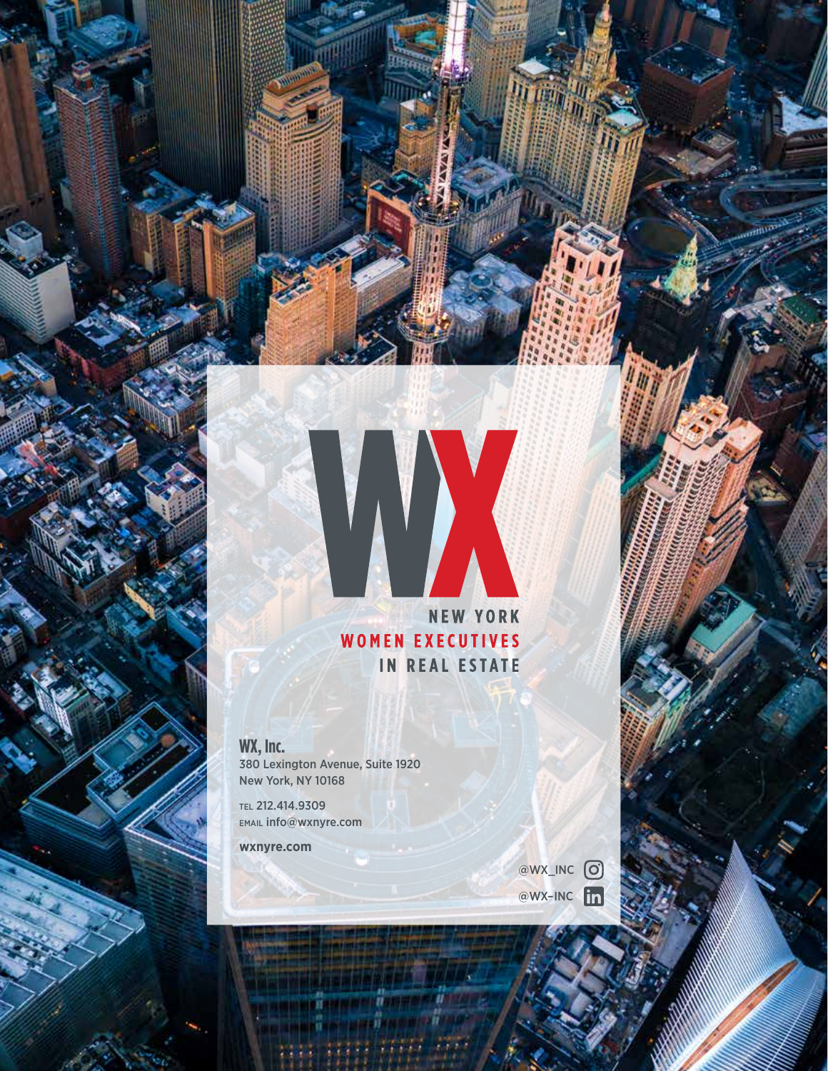# WX

NEW YORK
WOMEN EXECUTIVES
IN REAL ESTATE

**WX, Inc.**
380 Lexington Avenue, Suite 1920
New York, NY 10168

TEL 212.414.9309
EMAIL info@wxnyre.com

**wxnyre.com**

@WX_INC
@WX-INC